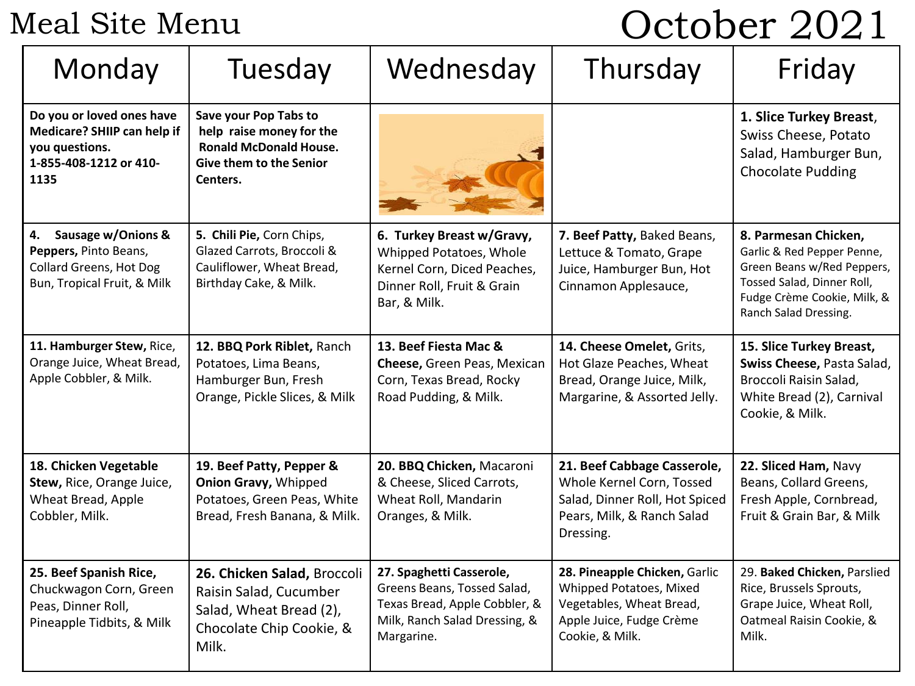# Meal Site Menu

# October 2021

| Monday | Tuesday | Wednesday | Thursday | Friday |
|---|---|---|---|---|
| **Do you or loved ones have Medicare? SHIIP can help if you questions. 1-855-408-1212 or 410-1135** | **Save your Pop Tabs to help raise money for the Ronald McDonald House. Give them to the Senior Centers.** | | | **1. Slice Turkey Breast**, Swiss Cheese, Potato Salad, Hamburger Bun, Chocolate Pudding |
| **4. Sausage w/Onions & Peppers,** Pinto Beans, Collard Greens, Hot Dog Bun, Tropical Fruit, & Milk | **5. Chili Pie,** Corn Chips, Glazed Carrots, Broccoli & Cauliflower, Wheat Bread, Birthday Cake, & Milk. | **6. Turkey Breast w/Gravy,** Whipped Potatoes, Whole Kernel Corn, Diced Peaches, Dinner Roll, Fruit & Grain Bar, & Milk. | **7. Beef Patty,** Baked Beans, Lettuce & Tomato, Grape Juice, Hamburger Bun, Hot Cinnamon Applesauce, | **8. Parmesan Chicken,** Garlic & Red Pepper Penne, Green Beans w/Red Peppers, Tossed Salad, Dinner Roll, Fudge Crème Cookie, Milk, & Ranch Salad Dressing. |
| **11. Hamburger Stew,** Rice, Orange Juice, Wheat Bread, Apple Cobbler, & Milk. | **12. BBQ Pork Riblet,** Ranch Potatoes, Lima Beans, Hamburger Bun, Fresh Orange, Pickle Slices, & Milk | **13. Beef Fiesta Mac & Cheese,** Green Peas, Mexican Corn, Texas Bread, Rocky Road Pudding, & Milk. | **14. Cheese Omelet,** Grits, Hot Glaze Peaches, Wheat Bread, Orange Juice, Milk, Margarine, & Assorted Jelly. | **15. Slice Turkey Breast, Swiss Cheese,** Pasta Salad, Broccoli Raisin Salad, White Bread (2), Carnival Cookie, & Milk. |
| **18. Chicken Vegetable Stew,** Rice, Orange Juice, Wheat Bread, Apple Cobbler, Milk. | **19. Beef Patty, Pepper & Onion Gravy,** Whipped Potatoes, Green Peas, White Bread, Fresh Banana, & Milk. | **20. BBQ Chicken,** Macaroni & Cheese, Sliced Carrots, Wheat Roll, Mandarin Oranges, & Milk. | **21. Beef Cabbage Casserole,** Whole Kernel Corn, Tossed Salad, Dinner Roll, Hot Spiced Pears, Milk, & Ranch Salad Dressing. | **22. Sliced Ham,** Navy Beans, Collard Greens, Fresh Apple, Cornbread, Fruit & Grain Bar, & Milk |
| **25. Beef Spanish Rice,** Chuckwagon Corn, Green Peas, Dinner Roll, Pineapple Tidbits, & Milk | **26. Chicken Salad,** Broccoli Raisin Salad, Cucumber Salad, Wheat Bread (2), Chocolate Chip Cookie, & Milk. | **27. Spaghetti Casserole,** Greens Beans, Tossed Salad, Texas Bread, Apple Cobbler, & Milk, Ranch Salad Dressing, & Margarine. | **28. Pineapple Chicken,** Garlic Whipped Potatoes, Mixed Vegetables, Wheat Bread, Apple Juice, Fudge Crème Cookie, & Milk. | 29. **Baked Chicken,** Parslied Rice, Brussels Sprouts, Grape Juice, Wheat Roll, Oatmeal Raisin Cookie, & Milk. |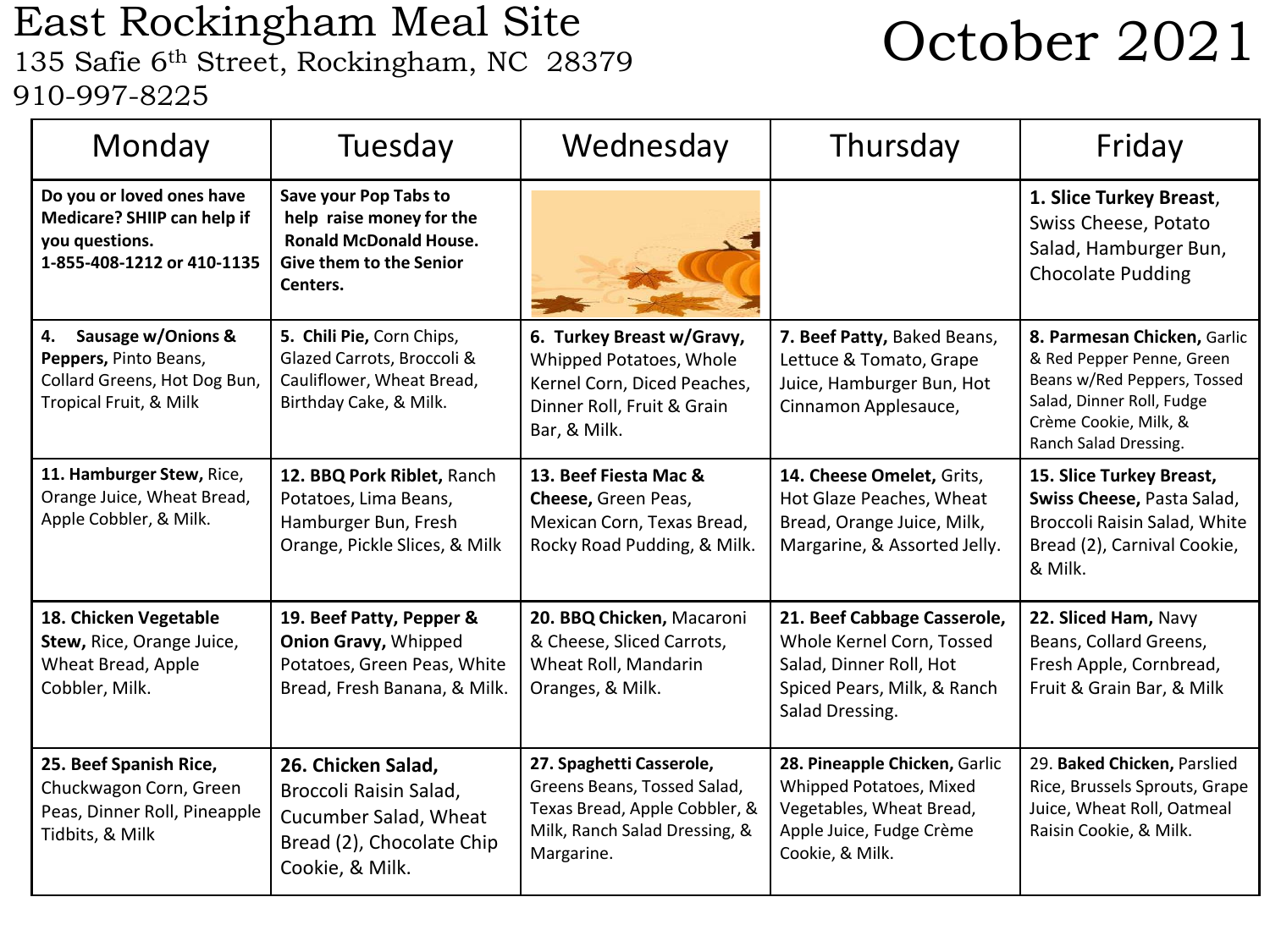# East Rockingham Meal Site

135 Safie 6th Street, Rockingham, NC 28379
910-997-8225

# October 2021

| Monday | Tuesday | Wednesday | Thursday | Friday |
|---|---|---|---|---|
| **Do you or loved ones have Medicare? SHIIP can help if you questions. 1-855-408-1212 or 410-1135** | **Save your Pop Tabs to help raise money for the Ronald McDonald House. Give them to the Senior Centers.** | | | **1. Slice Turkey Breast**, Swiss Cheese, Potato Salad, Hamburger Bun, Chocolate Pudding |
| **4. Sausage w/Onions & Peppers,** Pinto Beans, Collard Greens, Hot Dog Bun, Tropical Fruit, & Milk | **5. Chili Pie,** Corn Chips, Glazed Carrots, Broccoli & Cauliflower, Wheat Bread, Birthday Cake, & Milk. | **6. Turkey Breast w/Gravy,** Whipped Potatoes, Whole Kernel Corn, Diced Peaches, Dinner Roll, Fruit & Grain Bar, & Milk. | **7. Beef Patty,** Baked Beans, Lettuce & Tomato, Grape Juice, Hamburger Bun, Hot Cinnamon Applesauce, | **8. Parmesan Chicken,** Garlic & Red Pepper Penne, Green Beans w/Red Peppers, Tossed Salad, Dinner Roll, Fudge Crème Cookie, Milk, & Ranch Salad Dressing. |
| **11. Hamburger Stew,** Rice, Orange Juice, Wheat Bread, Apple Cobbler, & Milk. | **12. BBQ Pork Riblet,** Ranch Potatoes, Lima Beans, Hamburger Bun, Fresh Orange, Pickle Slices, & Milk | **13. Beef Fiesta Mac & Cheese,** Green Peas, Mexican Corn, Texas Bread, Rocky Road Pudding, & Milk. | **14. Cheese Omelet,** Grits, Hot Glaze Peaches, Wheat Bread, Orange Juice, Milk, Margarine, & Assorted Jelly. | **15. Slice Turkey Breast, Swiss Cheese,** Pasta Salad, Broccoli Raisin Salad, White Bread (2), Carnival Cookie, & Milk. |
| **18. Chicken Vegetable Stew,** Rice, Orange Juice, Wheat Bread, Apple Cobbler, Milk. | **19. Beef Patty, Pepper & Onion Gravy,** Whipped Potatoes, Green Peas, White Bread, Fresh Banana, & Milk. | **20. BBQ Chicken,** Macaroni & Cheese, Sliced Carrots, Wheat Roll, Mandarin Oranges, & Milk. | **21. Beef Cabbage Casserole,** Whole Kernel Corn, Tossed Salad, Dinner Roll, Hot Spiced Pears, Milk, & Ranch Salad Dressing. | **22. Sliced Ham,** Navy Beans, Collard Greens, Fresh Apple, Cornbread, Fruit & Grain Bar, & Milk |
| **25. Beef Spanish Rice,** Chuckwagon Corn, Green Peas, Dinner Roll, Pineapple Tidbits, & Milk | **26. Chicken Salad,** Broccoli Raisin Salad, Cucumber Salad, Wheat Bread (2), Chocolate Chip Cookie, & Milk. | **27. Spaghetti Casserole,** Greens Beans, Tossed Salad, Texas Bread, Apple Cobbler, & Milk, Ranch Salad Dressing, & Margarine. | **28. Pineapple Chicken,** Garlic Whipped Potatoes, Mixed Vegetables, Wheat Bread, Apple Juice, Fudge Crème Cookie, & Milk. | 29. **Baked Chicken,** Parslied Rice, Brussels Sprouts, Grape Juice, Wheat Roll, Oatmeal Raisin Cookie, & Milk. |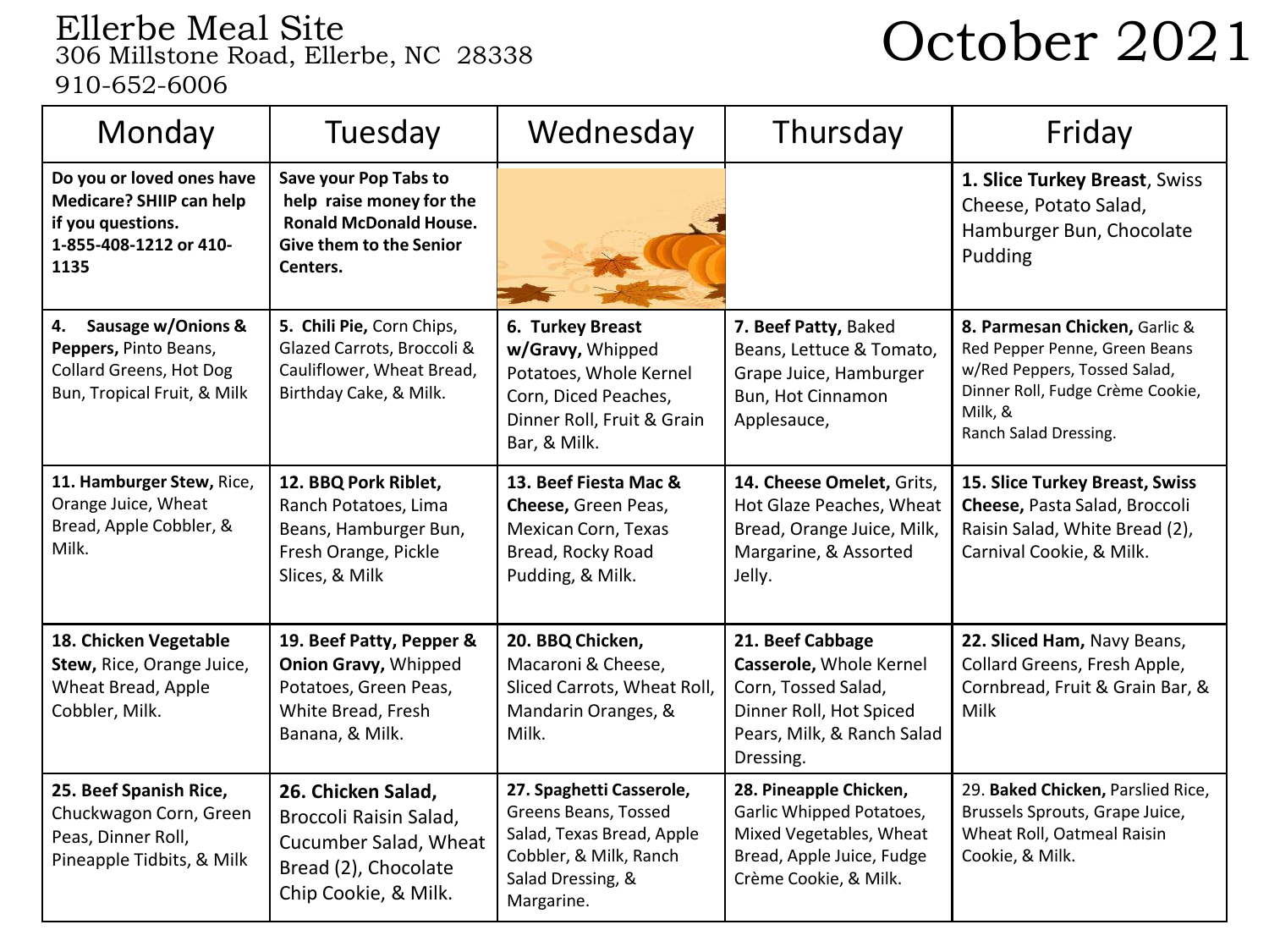# Ellerbe Meal Site

306 Millstone Road, Ellerbe, NC 28338

910-652-6006

# October 2021

| Monday | Tuesday | Wednesday | Thursday | Friday |
|---|---|---|---|---|
| **Do you or loved ones have Medicare? SHIIP can help if you questions. 1-855-408-1212 or 410-1135** | **Save your Pop Tabs to help raise money for the Ronald McDonald House. Give them to the Senior Centers.** | | | **1. Slice Turkey Breast**, Swiss Cheese, Potato Salad, Hamburger Bun, Chocolate Pudding |
| **4. Sausage w/Onions & Peppers,** Pinto Beans, Collard Greens, Hot Dog Bun, Tropical Fruit, & Milk | **5. Chili Pie,** Corn Chips, Glazed Carrots, Broccoli & Cauliflower, Wheat Bread, Birthday Cake, & Milk. | **6. Turkey Breast w/Gravy,** Whipped Potatoes, Whole Kernel Corn, Diced Peaches, Dinner Roll, Fruit & Grain Bar, & Milk. | **7. Beef Patty,** Baked Beans, Lettuce & Tomato, Grape Juice, Hamburger Bun, Hot Cinnamon Applesauce, | **8. Parmesan Chicken,** Garlic & Red Pepper Penne, Green Beans w/Red Peppers, Tossed Salad, Dinner Roll, Fudge Crème Cookie, Milk, & Ranch Salad Dressing. |
| **11. Hamburger Stew,** Rice, Orange Juice, Wheat Bread, Apple Cobbler, & Milk. | **12. BBQ Pork Riblet,** Ranch Potatoes, Lima Beans, Hamburger Bun, Fresh Orange, Pickle Slices, & Milk | **13. Beef Fiesta Mac & Cheese,** Green Peas, Mexican Corn, Texas Bread, Rocky Road Pudding, & Milk. | **14. Cheese Omelet,** Grits, Hot Glaze Peaches, Wheat Bread, Orange Juice, Milk, Margarine, & Assorted Jelly. | **15. Slice Turkey Breast, Swiss Cheese,** Pasta Salad, Broccoli Raisin Salad, White Bread (2), Carnival Cookie, & Milk. |
| **18. Chicken Vegetable Stew,** Rice, Orange Juice, Wheat Bread, Apple Cobbler, Milk. | **19. Beef Patty, Pepper & Onion Gravy,** Whipped Potatoes, Green Peas, White Bread, Fresh Banana, & Milk. | **20. BBQ Chicken,** Macaroni & Cheese, Sliced Carrots, Wheat Roll, Mandarin Oranges, & Milk. | **21. Beef Cabbage Casserole,** Whole Kernel Corn, Tossed Salad, Dinner Roll, Hot Spiced Pears, Milk, & Ranch Salad Dressing. | **22. Sliced Ham,** Navy Beans, Collard Greens, Fresh Apple, Cornbread, Fruit & Grain Bar, & Milk |
| **25. Beef Spanish Rice,** Chuckwagon Corn, Green Peas, Dinner Roll, Pineapple Tidbits, & Milk | **26. Chicken Salad,** Broccoli Raisin Salad, Cucumber Salad, Wheat Bread (2), Chocolate Chip Cookie, & Milk. | **27. Spaghetti Casserole,** Greens Beans, Tossed Salad, Texas Bread, Apple Cobbler, & Milk, Ranch Salad Dressing, & Margarine. | **28. Pineapple Chicken,** Garlic Whipped Potatoes, Mixed Vegetables, Wheat Bread, Apple Juice, Fudge Crème Cookie, & Milk. | 29. **Baked Chicken,** Parslied Rice, Brussels Sprouts, Grape Juice, Wheat Roll, Oatmeal Raisin Cookie, & Milk. |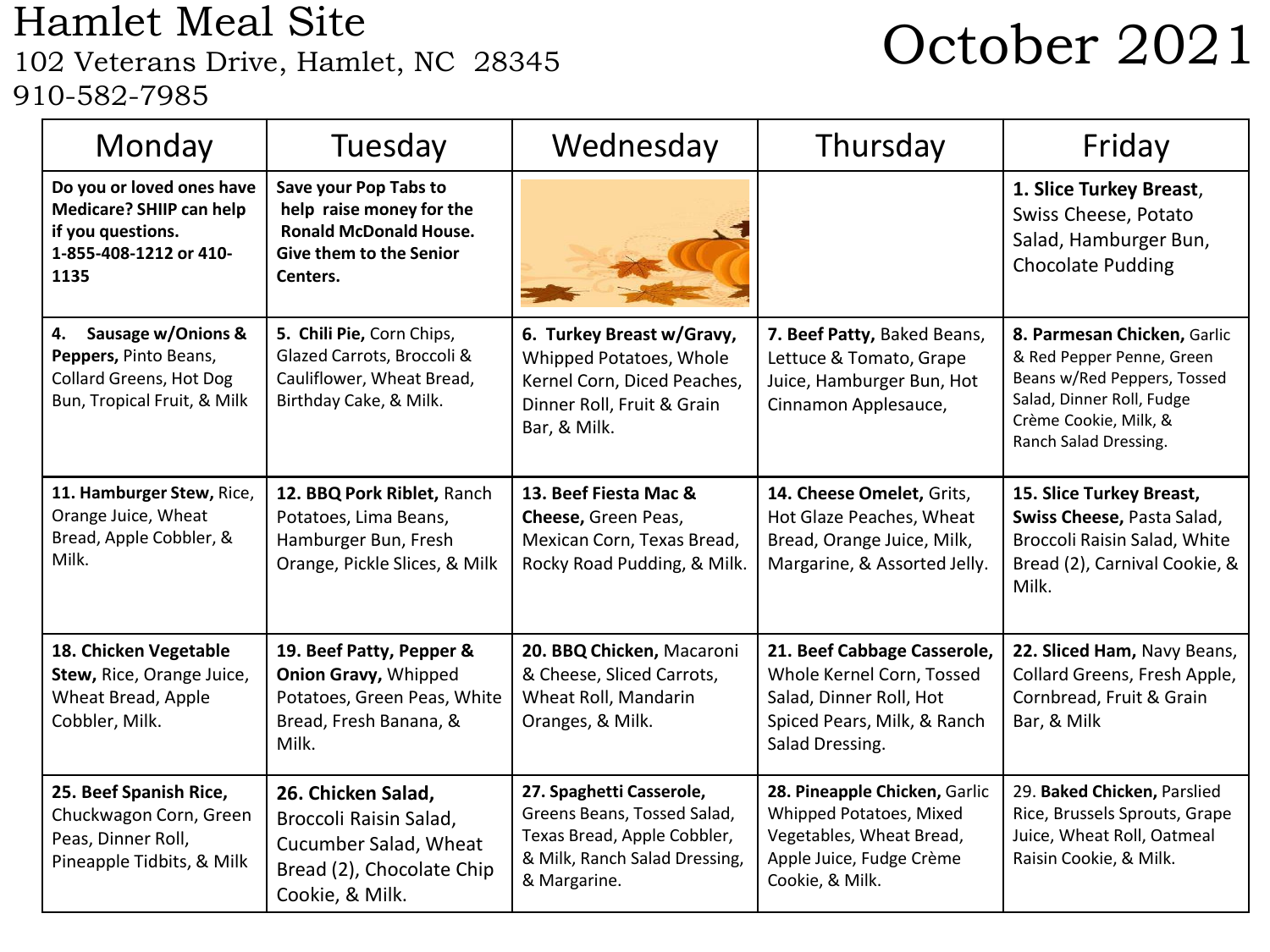# Hamlet Meal Site

102 Veterans Drive, Hamlet, NC 28345

910-582-7985

# October 2021

| Monday | Tuesday | Wednesday | Thursday | Friday |
|---|---|---|---|---|
| **Do you or loved ones have Medicare? SHIIP can help if you questions. 1-855-408-1212 or 410-1135** | **Save your Pop Tabs to help raise money for the Ronald McDonald House. Give them to the Senior Centers.** | | | **1. Slice Turkey Breast**, Swiss Cheese, Potato Salad, Hamburger Bun, Chocolate Pudding |
| **4. Sausage w/Onions & Peppers,** Pinto Beans, Collard Greens, Hot Dog Bun, Tropical Fruit, & Milk | **5. Chili Pie,** Corn Chips, Glazed Carrots, Broccoli & Cauliflower, Wheat Bread, Birthday Cake, & Milk. | **6. Turkey Breast w/Gravy,** Whipped Potatoes, Whole Kernel Corn, Diced Peaches, Dinner Roll, Fruit & Grain Bar, & Milk. | **7. Beef Patty,** Baked Beans, Lettuce & Tomato, Grape Juice, Hamburger Bun, Hot Cinnamon Applesauce, | **8. Parmesan Chicken,** Garlic & Red Pepper Penne, Green Beans w/Red Peppers, Tossed Salad, Dinner Roll, Fudge Crème Cookie, Milk, & Ranch Salad Dressing. |
| **11. Hamburger Stew,** Rice, Orange Juice, Wheat Bread, Apple Cobbler, & Milk. | **12. BBQ Pork Riblet,** Ranch Potatoes, Lima Beans, Hamburger Bun, Fresh Orange, Pickle Slices, & Milk | **13. Beef Fiesta Mac & Cheese,** Green Peas, Mexican Corn, Texas Bread, Rocky Road Pudding, & Milk. | **14. Cheese Omelet,** Grits, Hot Glaze Peaches, Wheat Bread, Orange Juice, Milk, Margarine, & Assorted Jelly. | **15. Slice Turkey Breast, Swiss Cheese,** Pasta Salad, Broccoli Raisin Salad, White Bread (2), Carnival Cookie, & Milk. |
| **18. Chicken Vegetable Stew,** Rice, Orange Juice, Wheat Bread, Apple Cobbler, Milk. | **19. Beef Patty, Pepper & Onion Gravy,** Whipped Potatoes, Green Peas, White Bread, Fresh Banana, & Milk. | **20. BBQ Chicken,** Macaroni & Cheese, Sliced Carrots, Wheat Roll, Mandarin Oranges, & Milk. | **21. Beef Cabbage Casserole,** Whole Kernel Corn, Tossed Salad, Dinner Roll, Hot Spiced Pears, Milk, & Ranch Salad Dressing. | **22. Sliced Ham,** Navy Beans, Collard Greens, Fresh Apple, Cornbread, Fruit & Grain Bar, & Milk |
| **25. Beef Spanish Rice,** Chuckwagon Corn, Green Peas, Dinner Roll, Pineapple Tidbits, & Milk | **26. Chicken Salad,** Broccoli Raisin Salad, Cucumber Salad, Wheat Bread (2), Chocolate Chip Cookie, & Milk. | **27. Spaghetti Casserole,** Greens Beans, Tossed Salad, Texas Bread, Apple Cobbler, & Milk, Ranch Salad Dressing, & Margarine. | **28. Pineapple Chicken,** Garlic Whipped Potatoes, Mixed Vegetables, Wheat Bread, Apple Juice, Fudge Crème Cookie, & Milk. | 29. **Baked Chicken,** Parslied Rice, Brussels Sprouts, Grape Juice, Wheat Roll, Oatmeal Raisin Cookie, & Milk. |